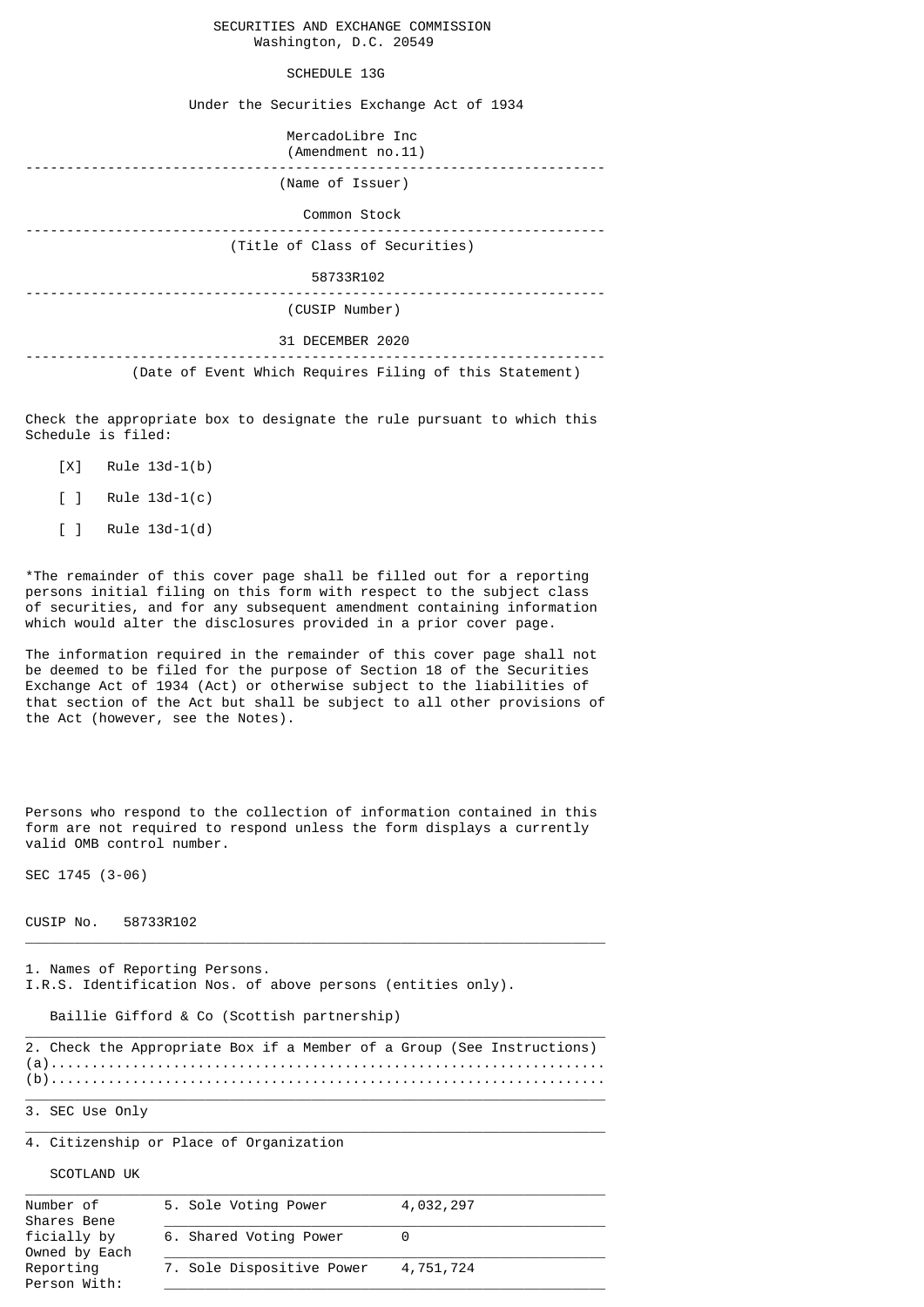SECURITIES AND EXCHANGE COMMISSION
Washington, D.C. 20549

SCHEDULE 13G

Under the Securities Exchange Act of 1934

MercadoLibre Inc
(Amendment no.11)

---

(Name of Issuer)

Common Stock

---

(Title of Class of Securities)

58733R102

---

(CUSIP Number)

31 DECEMBER 2020

---

(Date of Event Which Requires Filing of this Statement)

Check the appropriate box to designate the rule pursuant to which this Schedule is filed:

[X] Rule 13d-1(b)

[ ] Rule 13d-1(c)

[ ] Rule 13d-1(d)

*The remainder of this cover page shall be filled out for a reporting persons initial filing on this form with respect to the subject class of securities, and for any subsequent amendment containing information which would alter the disclosures provided in a prior cover page.

The information required in the remainder of this cover page shall not be deemed to be filed for the purpose of Section 18 of the Securities Exchange Act of 1934 (Act) or otherwise subject to the liabilities of that section of the Act but shall be subject to all other provisions of the Act (however, see the Notes).

Persons who respond to the collection of information contained in this form are not required to respond unless the form displays a currently valid OMB control number.

SEC 1745 (3-06)

CUSIP No. 58733R102

---

1. Names of Reporting Persons.
I.R.S. Identification Nos. of above persons (entities only).

Baillie Gifford & Co (Scottish partnership)

---

2. Check the Appropriate Box if a Member of a Group (See Instructions)
(a)..................................................................
(b)..................................................................

---

3. SEC Use Only

---

4. Citizenship or Place of Organization

SCOTLAND UK

---

| Number of Shares Beneficially by Owned by Each Reporting Person With: | | |
|---|---|---|
| | 5. Sole Voting Power | 4,032,297 |
| | 6. Shared Voting Power | 0 |
| | 7. Sole Dispositive Power | 4,751,724 |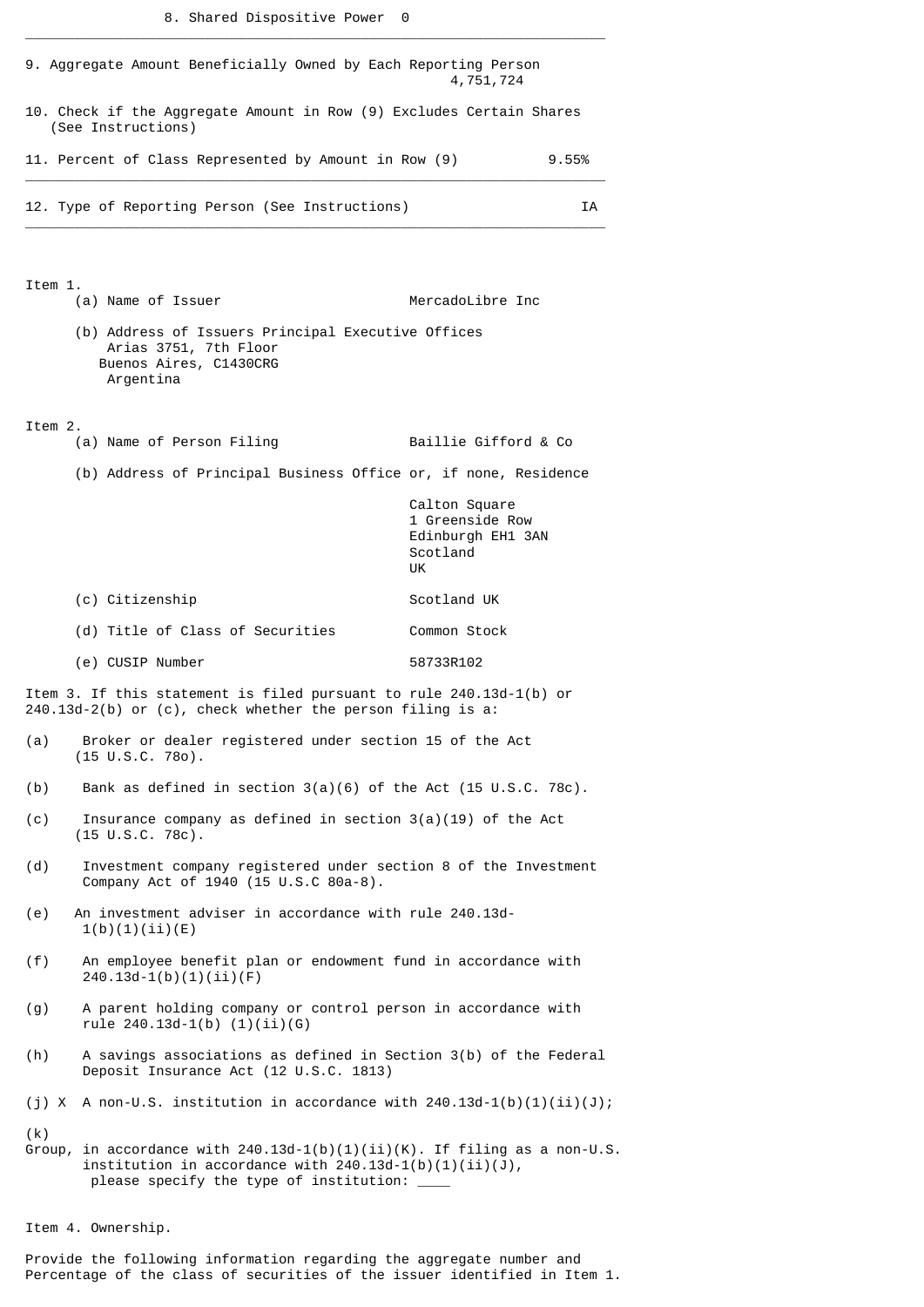8. Shared Dispositive Power 0

9. Aggregate Amount Beneficially Owned by Each Reporting Person 4,751,724

10. Check if the Aggregate Amount in Row (9) Excludes Certain Shares (See Instructions)

11. Percent of Class Represented by Amount in Row (9) 9.55%

12. Type of Reporting Person (See Instructions) IA

Item 1.

(a) Name of Issuer MercadoLibre Inc

(b) Address of Issuers Principal Executive Offices
Arias 3751, 7th Floor
Buenos Aires, C1430CRG
Argentina

Item 2.

(a) Name of Person Filing Baillie Gifford & Co

(b) Address of Principal Business Office or, if none, Residence

Calton Square
1 Greenside Row
Edinburgh EH1 3AN
Scotland
UK

(c) Citizenship Scotland UK

(d) Title of Class of Securities Common Stock

(e) CUSIP Number 58733R102

Item 3. If this statement is filed pursuant to rule 240.13d-1(b) or 240.13d-2(b) or (c), check whether the person filing is a:

(a) Broker or dealer registered under section 15 of the Act (15 U.S.C. 78o).

(b) Bank as defined in section 3(a)(6) of the Act (15 U.S.C. 78c).

(c) Insurance company as defined in section 3(a)(19) of the Act (15 U.S.C. 78c).

(d) Investment company registered under section 8 of the Investment Company Act of 1940 (15 U.S.C 80a-8).

(e) An investment adviser in accordance with rule 240.13d-1(b)(1)(ii)(E)

(f) An employee benefit plan or endowment fund in accordance with 240.13d-1(b)(1)(ii)(F)

(g) A parent holding company or control person in accordance with rule 240.13d-1(b) (1)(ii)(G)

(h) A savings associations as defined in Section 3(b) of the Federal Deposit Insurance Act (12 U.S.C. 1813)

(j) X A non-U.S. institution in accordance with 240.13d-1(b)(1)(ii)(J);

(k) Group, in accordance with 240.13d-1(b)(1)(ii)(K). If filing as a non-U.S. institution in accordance with 240.13d-1(b)(1)(ii)(J), please specify the type of institution: ____

Item 4. Ownership.

Provide the following information regarding the aggregate number and Percentage of the class of securities of the issuer identified in Item 1.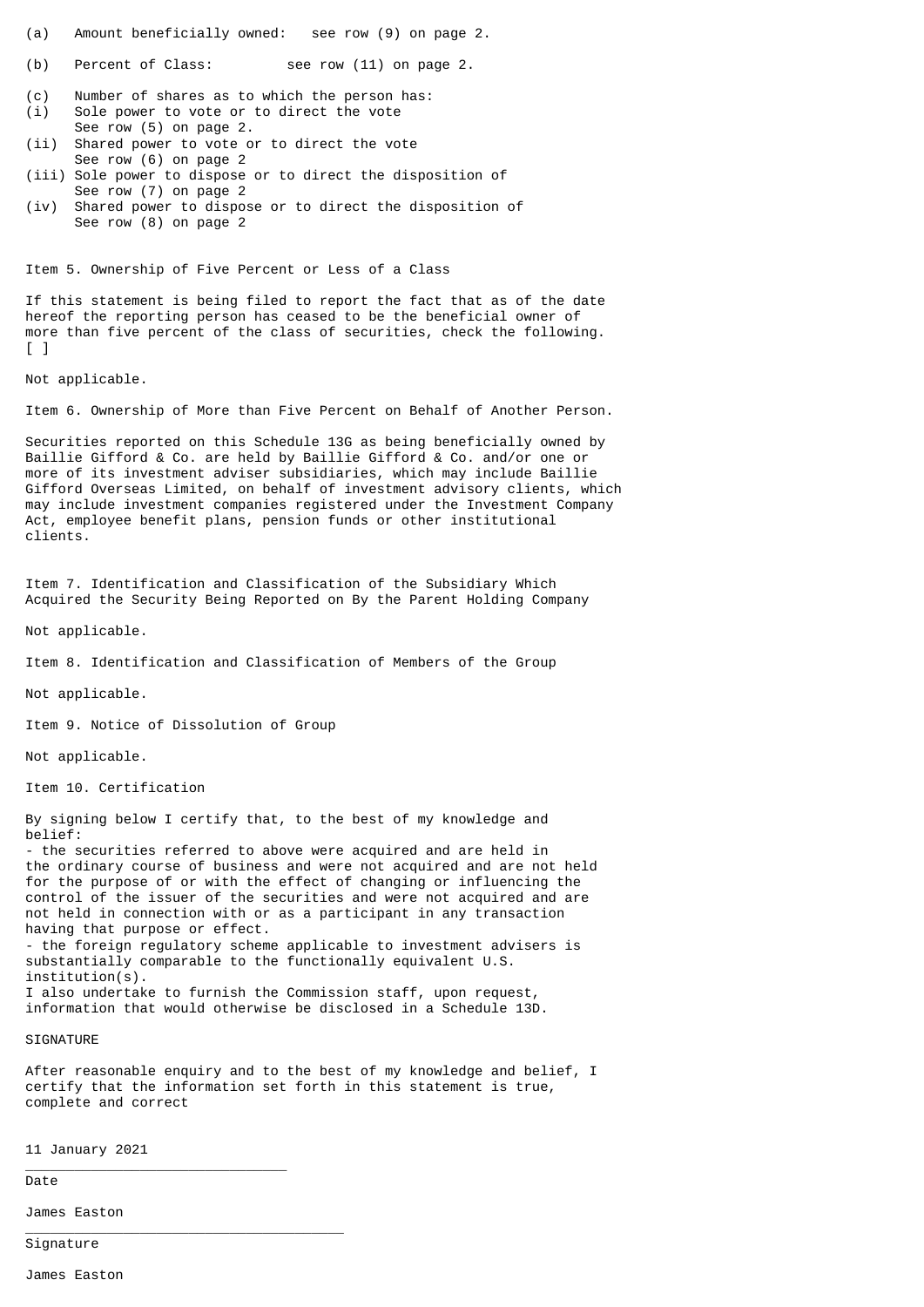(a) Amount beneficially owned: see row (9) on page 2.

(b) Percent of Class: see row (11) on page 2.

(c) Number of shares as to which the person has:

(i) Sole power to vote or to direct the vote
See row (5) on page 2.

(ii) Shared power to vote or to direct the vote
See row (6) on page 2

(iii) Sole power to dispose or to direct the disposition of
See row (7) on page 2

(iv) Shared power to dispose or to direct the disposition of
See row (8) on page 2

Item 5. Ownership of Five Percent or Less of a Class

If this statement is being filed to report the fact that as of the date hereof the reporting person has ceased to be the beneficial owner of more than five percent of the class of securities, check the following. [ ]

Not applicable.

Item 6. Ownership of More than Five Percent on Behalf of Another Person.

Securities reported on this Schedule 13G as being beneficially owned by Baillie Gifford & Co. are held by Baillie Gifford & Co. and/or one or more of its investment adviser subsidiaries, which may include Baillie Gifford Overseas Limited, on behalf of investment advisory clients, which may include investment companies registered under the Investment Company Act, employee benefit plans, pension funds or other institutional clients.

Item 7. Identification and Classification of the Subsidiary Which Acquired the Security Being Reported on By the Parent Holding Company

Not applicable.

Item 8. Identification and Classification of Members of the Group

Not applicable.

Item 9. Notice of Dissolution of Group

Not applicable.

Item 10. Certification

By signing below I certify that, to the best of my knowledge and belief:
- the securities referred to above were acquired and are held in the ordinary course of business and were not acquired and are not held for the purpose of or with the effect of changing or influencing the control of the issuer of the securities and were not acquired and are not held in connection with or as a participant in any transaction having that purpose or effect.
- the foreign regulatory scheme applicable to investment advisers is substantially comparable to the functionally equivalent U.S. institution(s).

I also undertake to furnish the Commission staff, upon request, information that would otherwise be disclosed in a Schedule 13D.

SIGNATURE

After reasonable enquiry and to the best of my knowledge and belief, I certify that the information set forth in this statement is true, complete and correct

11 January 2021
________________________________
Date

James Easton
________________________________________
Signature

James Easton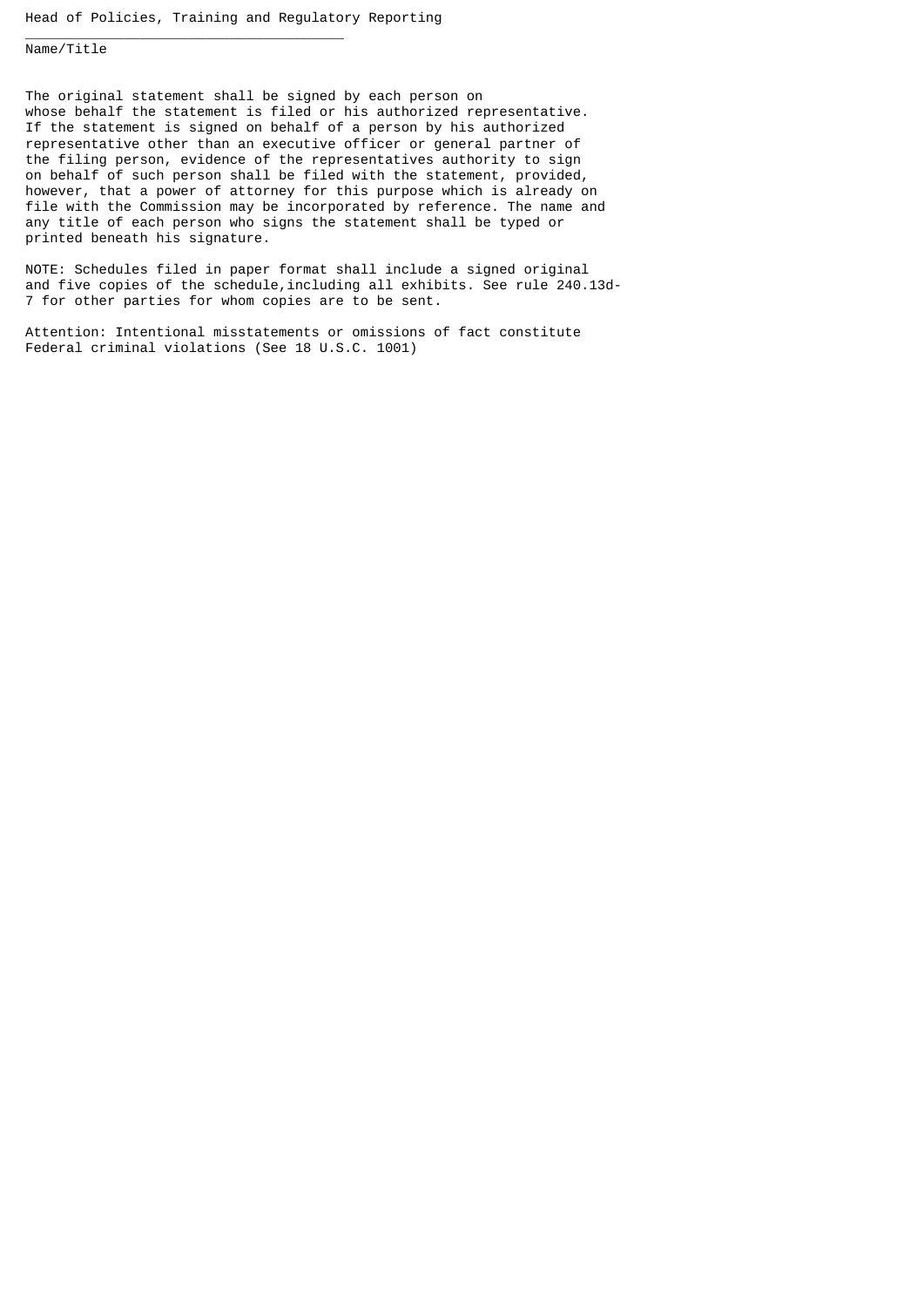Head of Policies, Training and Regulatory Reporting

_______________________________________

Name/Title

The original statement shall be signed by each person on whose behalf the statement is filed or his authorized representative. If the statement is signed on behalf of a person by his authorized representative other than an executive officer or general partner of the filing person, evidence of the representatives authority to sign on behalf of such person shall be filed with the statement, provided, however, that a power of attorney for this purpose which is already on file with the Commission may be incorporated by reference. The name and any title of each person who signs the statement shall be typed or printed beneath his signature.

NOTE: Schedules filed in paper format shall include a signed original and five copies of the schedule,including all exhibits. See rule 240.13d-7 for other parties for whom copies are to be sent.

Attention: Intentional misstatements or omissions of fact constitute Federal criminal violations (See 18 U.S.C. 1001)